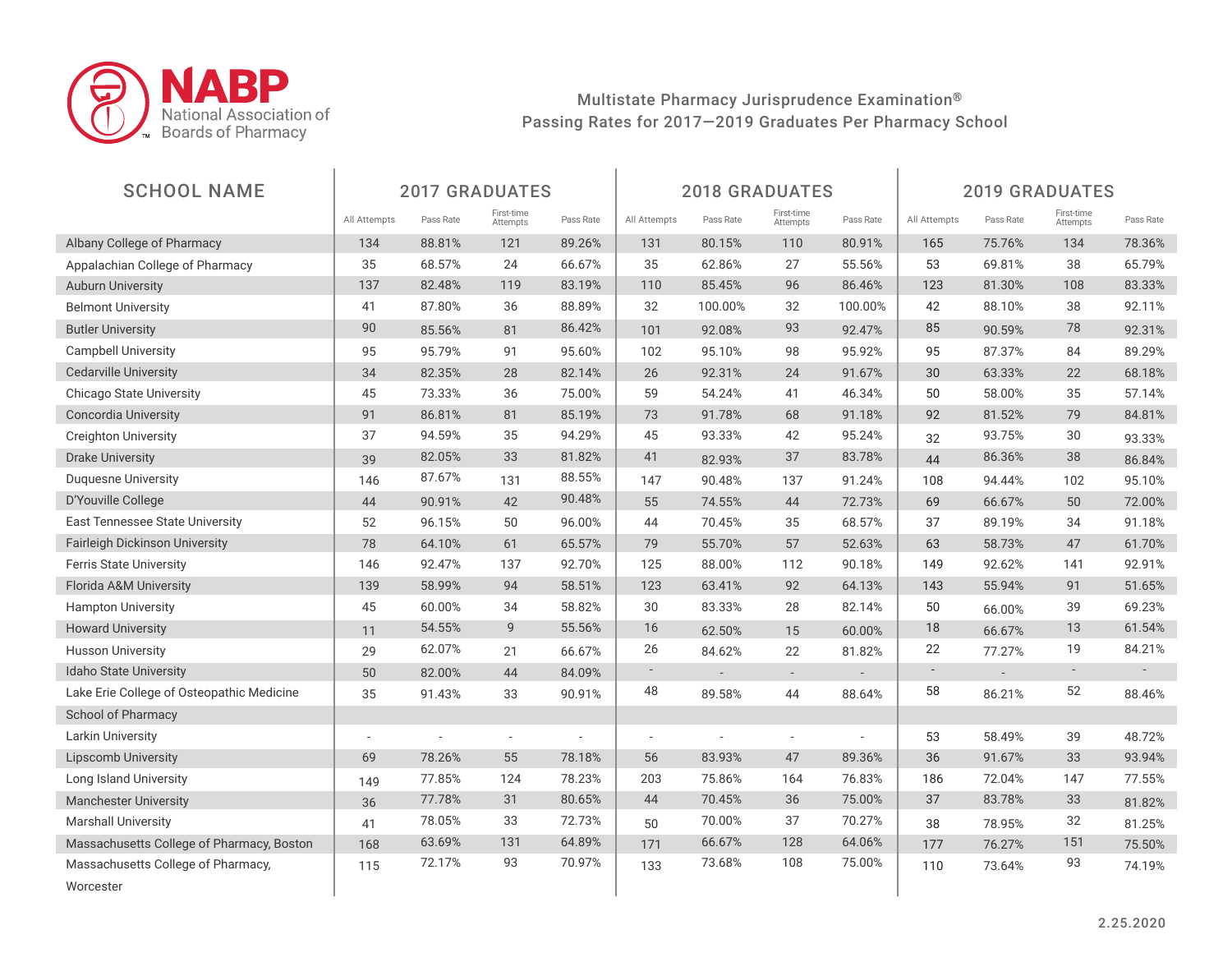NABP National Association of Boards of Pharmacy

## Multistate Pharmacy Jurisprudence Examination®
## Passing Rates for 2017—2019 Graduates Per Pharmacy School

| SCHOOL NAME | 2017 GRADUATES | | | | 2018 GRADUATES | | | | 2019 GRADUATES | | | |
|---|---|---|---|---|---|---|---|---|---|---|---|---|
| | All Attempts | Pass Rate | First-time Attempts | Pass Rate | All Attempts | Pass Rate | First-time Attempts | Pass Rate | All Attempts | Pass Rate | First-time Attempts | Pass Rate |
| Albany College of Pharmacy | 134 | 88.81% | 121 | 89.26% | 131 | 80.15% | 110 | 80.91% | 165 | 75.76% | 134 | 78.36% |
| Appalachian College of Pharmacy | 35 | 68.57% | 24 | 66.67% | 35 | 62.86% | 27 | 55.56% | 53 | 69.81% | 38 | 65.79% |
| Auburn University | 137 | 82.48% | 119 | 83.19% | 110 | 85.45% | 96 | 86.46% | 123 | 81.30% | 108 | 83.33% |
| Belmont University | 41 | 87.80% | 36 | 88.89% | 32 | 100.00% | 32 | 100.00% | 42 | 88.10% | 38 | 92.11% |
| Butler University | 90 | 85.56% | 81 | 86.42% | 101 | 92.08% | 93 | 92.47% | 85 | 90.59% | 78 | 92.31% |
| Campbell University | 95 | 95.79% | 91 | 95.60% | 102 | 95.10% | 98 | 95.92% | 95 | 87.37% | 84 | 89.29% |
| Cedarville University | 34 | 82.35% | 28 | 82.14% | 26 | 92.31% | 24 | 91.67% | 30 | 63.33% | 22 | 68.18% |
| Chicago State University | 45 | 73.33% | 36 | 75.00% | 59 | 54.24% | 41 | 46.34% | 50 | 58.00% | 35 | 57.14% |
| Concordia University | 91 | 86.81% | 81 | 85.19% | 73 | 91.78% | 68 | 91.18% | 92 | 81.52% | 79 | 84.81% |
| Creighton University | 37 | 94.59% | 35 | 94.29% | 45 | 93.33% | 42 | 95.24% | 32 | 93.75% | 30 | 93.33% |
| Drake University | 39 | 82.05% | 33 | 81.82% | 41 | 82.93% | 37 | 83.78% | 44 | 86.36% | 38 | 86.84% |
| Duquesne University | 146 | 87.67% | 131 | 88.55% | 147 | 90.48% | 137 | 91.24% | 108 | 94.44% | 102 | 95.10% |
| D'Youville College | 44 | 90.91% | 42 | 90.48% | 55 | 74.55% | 44 | 72.73% | 69 | 66.67% | 50 | 72.00% |
| East Tennessee State University | 52 | 96.15% | 50 | 96.00% | 44 | 70.45% | 35 | 68.57% | 37 | 89.19% | 34 | 91.18% |
| Fairleigh Dickinson University | 78 | 64.10% | 61 | 65.57% | 79 | 55.70% | 57 | 52.63% | 63 | 58.73% | 47 | 61.70% |
| Ferris State University | 146 | 92.47% | 137 | 92.70% | 125 | 88.00% | 112 | 90.18% | 149 | 92.62% | 141 | 92.91% |
| Florida A&M University | 139 | 58.99% | 94 | 58.51% | 123 | 63.41% | 92 | 64.13% | 143 | 55.94% | 91 | 51.65% |
| Hampton University | 45 | 60.00% | 34 | 58.82% | 30 | 83.33% | 28 | 82.14% | 50 | 66.00% | 39 | 69.23% |
| Howard University | 11 | 54.55% | 9 | 55.56% | 16 | 62.50% | 15 | 60.00% | 18 | 66.67% | 13 | 61.54% |
| Husson University | 29 | 62.07% | 21 | 66.67% | 26 | 84.62% | 22 | 81.82% | 22 | 77.27% | 19 | 84.21% |
| Idaho State University | 50 | 82.00% | 44 | 84.09% | - | - | - | - | - | - | - | - |
| Lake Erie College of Osteopathic Medicine School of Pharmacy | 35 | 91.43% | 33 | 90.91% | 48 | 89.58% | 44 | 88.64% | 58 | 86.21% | 52 | 88.46% |
| Larkin University | - | - | - | - | - | - | - | - | 53 | 58.49% | 39 | 48.72% |
| Lipscomb University | 69 | 78.26% | 55 | 78.18% | 56 | 83.93% | 47 | 89.36% | 36 | 91.67% | 33 | 93.94% |
| Long Island University | 149 | 77.85% | 124 | 78.23% | 203 | 75.86% | 164 | 76.83% | 186 | 72.04% | 147 | 77.55% |
| Manchester University | 36 | 77.78% | 31 | 80.65% | 44 | 70.45% | 36 | 75.00% | 37 | 83.78% | 33 | 81.82% |
| Marshall University | 41 | 78.05% | 33 | 72.73% | 50 | 70.00% | 37 | 70.27% | 38 | 78.95% | 32 | 81.25% |
| Massachusetts College of Pharmacy, Boston | 168 | 63.69% | 131 | 64.89% | 171 | 66.67% | 128 | 64.06% | 177 | 76.27% | 151 | 75.50% |
| Massachusetts College of Pharmacy, Worcester | 115 | 72.17% | 93 | 70.97% | 133 | 73.68% | 108 | 75.00% | 110 | 73.64% | 93 | 74.19% |

2.25.2020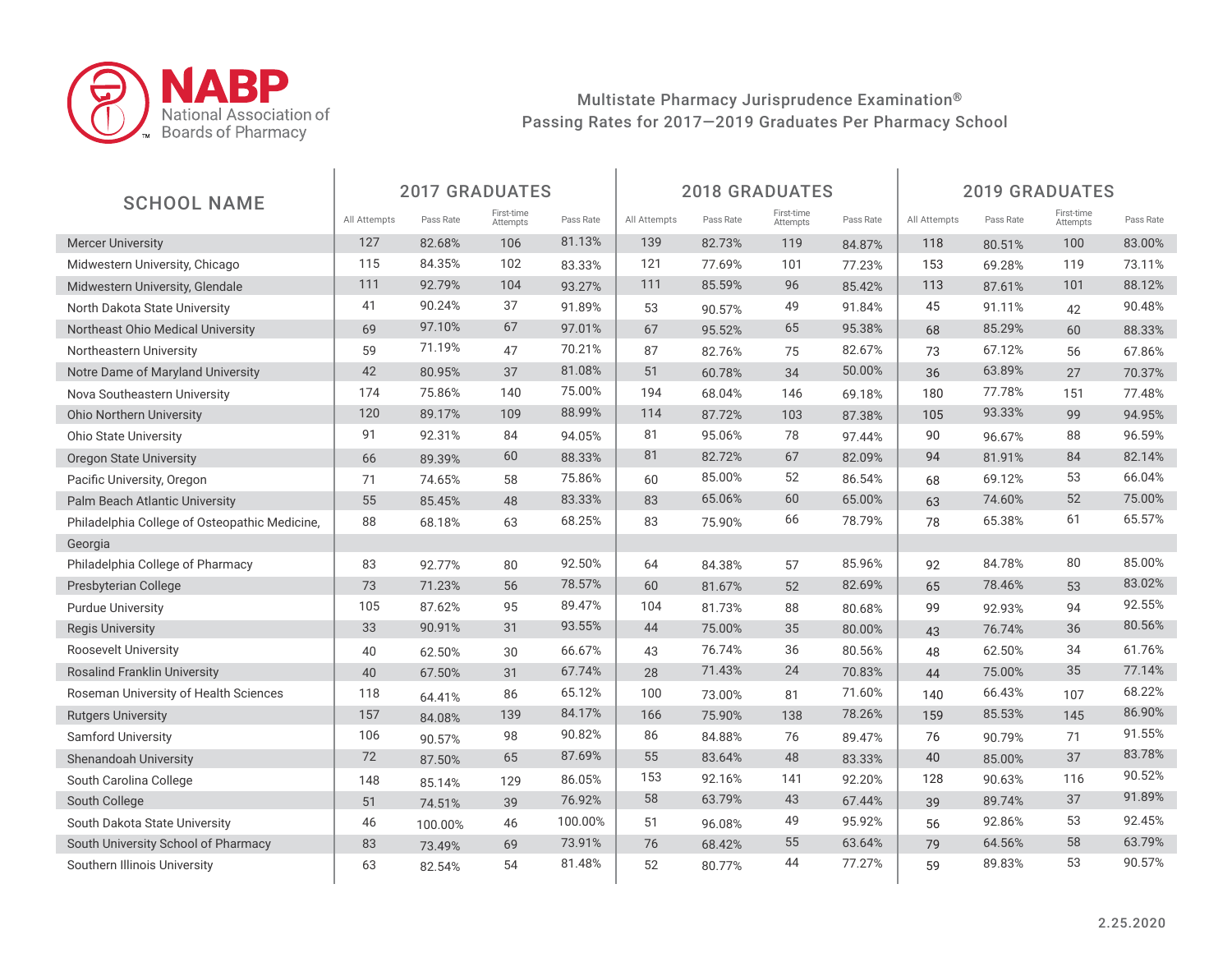NABP National Association of Boards of Pharmacy

## Multistate Pharmacy Jurisprudence Examination®
## Passing Rates for 2017—2019 Graduates Per Pharmacy School

| SCHOOL NAME | 2017 GRADUATES | | | | 2018 GRADUATES | | | | 2019 GRADUATES | | | |
|---|---|---|---|---|---|---|---|---|---|---|---|---|
| | All Attempts | Pass Rate | First-time Attempts | Pass Rate | All Attempts | Pass Rate | First-time Attempts | Pass Rate | All Attempts | Pass Rate | First-time Attempts | Pass Rate |
| Mercer University | 127 | 82.68% | 106 | 81.13% | 139 | 82.73% | 119 | 84.87% | 118 | 80.51% | 100 | 83.00% |
| Midwestern University, Chicago | 115 | 84.35% | 102 | 83.33% | 121 | 77.69% | 101 | 77.23% | 153 | 69.28% | 119 | 73.11% |
| Midwestern University, Glendale | 111 | 92.79% | 104 | 93.27% | 111 | 85.59% | 96 | 85.42% | 113 | 87.61% | 101 | 88.12% |
| North Dakota State University | 41 | 90.24% | 37 | 91.89% | 53 | 90.57% | 49 | 91.84% | 45 | 91.11% | 42 | 90.48% |
| Northeast Ohio Medical University | 69 | 97.10% | 67 | 97.01% | 67 | 95.52% | 65 | 95.38% | 68 | 85.29% | 60 | 88.33% |
| Northeastern University | 59 | 71.19% | 47 | 70.21% | 87 | 82.76% | 75 | 82.67% | 73 | 67.12% | 56 | 67.86% |
| Notre Dame of Maryland University | 42 | 80.95% | 37 | 81.08% | 51 | 60.78% | 34 | 50.00% | 36 | 63.89% | 27 | 70.37% |
| Nova Southeastern University | 174 | 75.86% | 140 | 75.00% | 194 | 68.04% | 146 | 69.18% | 180 | 77.78% | 151 | 77.48% |
| Ohio Northern University | 120 | 89.17% | 109 | 88.99% | 114 | 87.72% | 103 | 87.38% | 105 | 93.33% | 99 | 94.95% |
| Ohio State University | 91 | 92.31% | 84 | 94.05% | 81 | 95.06% | 78 | 97.44% | 90 | 96.67% | 88 | 96.59% |
| Oregon State University | 66 | 89.39% | 60 | 88.33% | 81 | 82.72% | 67 | 82.09% | 94 | 81.91% | 84 | 82.14% |
| Pacific University, Oregon | 71 | 74.65% | 58 | 75.86% | 60 | 85.00% | 52 | 86.54% | 68 | 69.12% | 53 | 66.04% |
| Palm Beach Atlantic University | 55 | 85.45% | 48 | 83.33% | 83 | 65.06% | 60 | 65.00% | 63 | 74.60% | 52 | 75.00% |
| Philadelphia College of Osteopathic Medicine, Georgia | 88 | 68.18% | 63 | 68.25% | 83 | 75.90% | 66 | 78.79% | 78 | 65.38% | 61 | 65.57% |
| Philadelphia College of Pharmacy | 83 | 92.77% | 80 | 92.50% | 64 | 84.38% | 57 | 85.96% | 92 | 84.78% | 80 | 85.00% |
| Presbyterian College | 73 | 71.23% | 56 | 78.57% | 60 | 81.67% | 52 | 82.69% | 65 | 78.46% | 53 | 83.02% |
| Purdue University | 105 | 87.62% | 95 | 89.47% | 104 | 81.73% | 88 | 80.68% | 99 | 92.93% | 94 | 92.55% |
| Regis University | 33 | 90.91% | 31 | 93.55% | 44 | 75.00% | 35 | 80.00% | 43 | 76.74% | 36 | 80.56% |
| Roosevelt University | 40 | 62.50% | 30 | 66.67% | 43 | 76.74% | 36 | 80.56% | 48 | 62.50% | 34 | 61.76% |
| Rosalind Franklin University | 40 | 67.50% | 31 | 67.74% | 28 | 71.43% | 24 | 70.83% | 44 | 75.00% | 35 | 77.14% |
| Roseman University of Health Sciences | 118 | 64.41% | 86 | 65.12% | 100 | 73.00% | 81 | 71.60% | 140 | 66.43% | 107 | 68.22% |
| Rutgers University | 157 | 84.08% | 139 | 84.17% | 166 | 75.90% | 138 | 78.26% | 159 | 85.53% | 145 | 86.90% |
| Samford University | 106 | 90.57% | 98 | 90.82% | 86 | 84.88% | 76 | 89.47% | 76 | 90.79% | 71 | 91.55% |
| Shenandoah University | 72 | 87.50% | 65 | 87.69% | 55 | 83.64% | 48 | 83.33% | 40 | 85.00% | 37 | 83.78% |
| South Carolina College | 148 | 85.14% | 129 | 86.05% | 153 | 92.16% | 141 | 92.20% | 128 | 90.63% | 116 | 90.52% |
| South College | 51 | 74.51% | 39 | 76.92% | 58 | 63.79% | 43 | 67.44% | 39 | 89.74% | 37 | 91.89% |
| South Dakota State University | 46 | 100.00% | 46 | 100.00% | 51 | 96.08% | 49 | 95.92% | 56 | 92.86% | 53 | 92.45% |
| South University School of Pharmacy | 83 | 73.49% | 69 | 73.91% | 76 | 68.42% | 55 | 63.64% | 79 | 64.56% | 58 | 63.79% |
| Southern Illinois University | 63 | 82.54% | 54 | 81.48% | 52 | 80.77% | 44 | 77.27% | 59 | 89.83% | 53 | 90.57% |

2.25.2020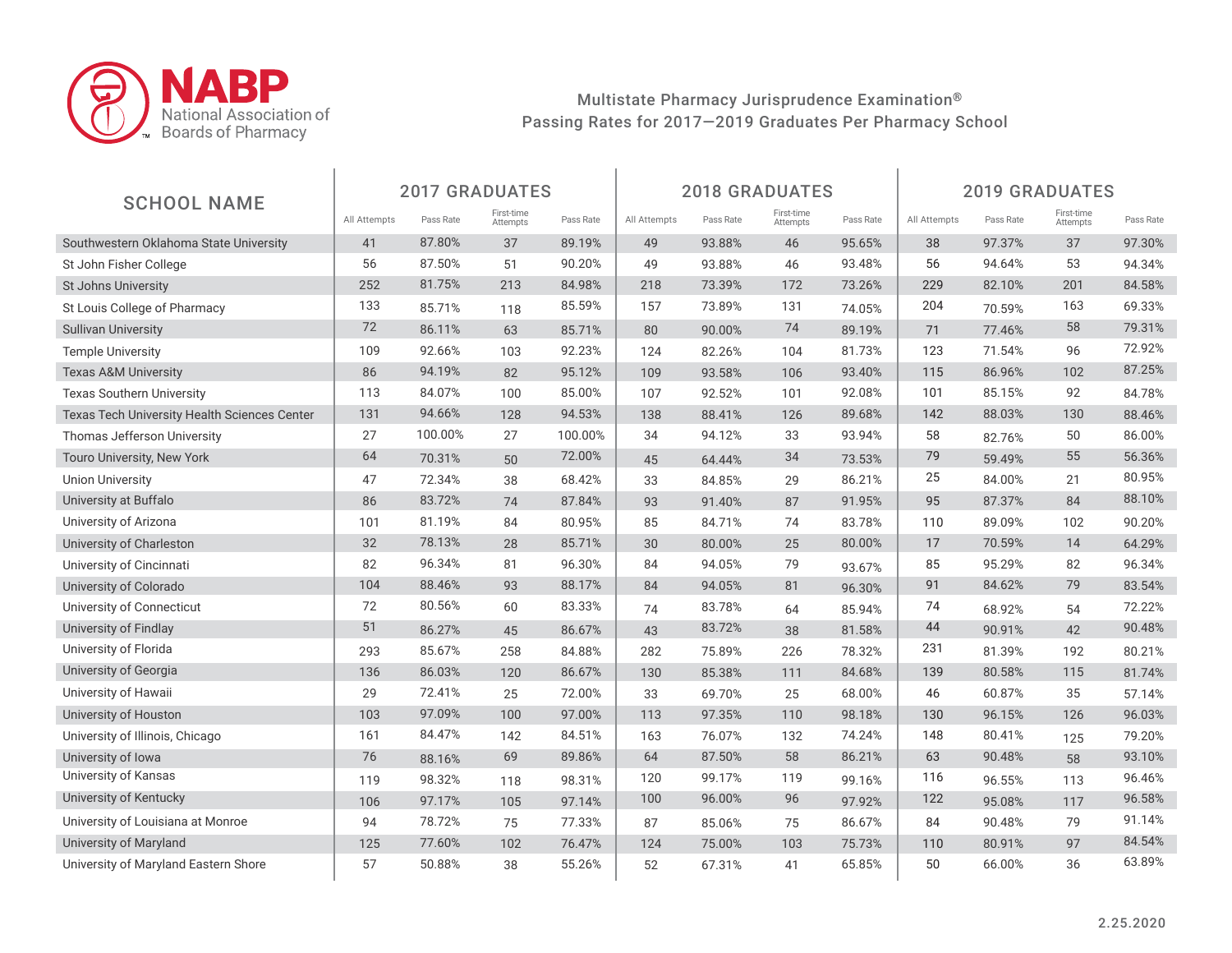NABP National Association of Boards of Pharmacy

## Multistate Pharmacy Jurisprudence Examination®
## Passing Rates for 2017—2019 Graduates Per Pharmacy School

| SCHOOL NAME | 2017 GRADUATES | | | | 2018 GRADUATES | | | | 2019 GRADUATES | | | |
|---|---|---|---|---|---|---|---|---|---|---|---|---|
| | All Attempts | Pass Rate | First-time Attempts | Pass Rate | All Attempts | Pass Rate | First-time Attempts | Pass Rate | All Attempts | Pass Rate | First-time Attempts | Pass Rate |
| Southwestern Oklahoma State University | 41 | 87.80% | 37 | 89.19% | 49 | 93.88% | 46 | 95.65% | 38 | 97.37% | 37 | 97.30% |
| St John Fisher College | 56 | 87.50% | 51 | 90.20% | 49 | 93.88% | 46 | 93.48% | 56 | 94.64% | 53 | 94.34% |
| St Johns University | 252 | 81.75% | 213 | 84.98% | 218 | 73.39% | 172 | 73.26% | 229 | 82.10% | 201 | 84.58% |
| St Louis College of Pharmacy | 133 | 85.71% | 118 | 85.59% | 157 | 73.89% | 131 | 74.05% | 204 | 70.59% | 163 | 69.33% |
| Sullivan University | 72 | 86.11% | 63 | 85.71% | 80 | 90.00% | 74 | 89.19% | 71 | 77.46% | 58 | 79.31% |
| Temple University | 109 | 92.66% | 103 | 92.23% | 124 | 82.26% | 104 | 81.73% | 123 | 71.54% | 96 | 72.92% |
| Texas A&M University | 86 | 94.19% | 82 | 95.12% | 109 | 93.58% | 106 | 93.40% | 115 | 86.96% | 102 | 87.25% |
| Texas Southern University | 113 | 84.07% | 100 | 85.00% | 107 | 92.52% | 101 | 92.08% | 101 | 85.15% | 92 | 84.78% |
| Texas Tech University Health Sciences Center | 131 | 94.66% | 128 | 94.53% | 138 | 88.41% | 126 | 89.68% | 142 | 88.03% | 130 | 88.46% |
| Thomas Jefferson University | 27 | 100.00% | 27 | 100.00% | 34 | 94.12% | 33 | 93.94% | 58 | 82.76% | 50 | 86.00% |
| Touro University, New York | 64 | 70.31% | 50 | 72.00% | 45 | 64.44% | 34 | 73.53% | 79 | 59.49% | 55 | 56.36% |
| Union University | 47 | 72.34% | 38 | 68.42% | 33 | 84.85% | 29 | 86.21% | 25 | 84.00% | 21 | 80.95% |
| University at Buffalo | 86 | 83.72% | 74 | 87.84% | 93 | 91.40% | 87 | 91.95% | 95 | 87.37% | 84 | 88.10% |
| University of Arizona | 101 | 81.19% | 84 | 80.95% | 85 | 84.71% | 74 | 83.78% | 110 | 89.09% | 102 | 90.20% |
| University of Charleston | 32 | 78.13% | 28 | 85.71% | 30 | 80.00% | 25 | 80.00% | 17 | 70.59% | 14 | 64.29% |
| University of Cincinnati | 82 | 96.34% | 81 | 96.30% | 84 | 94.05% | 79 | 93.67% | 85 | 95.29% | 82 | 96.34% |
| University of Colorado | 104 | 88.46% | 93 | 88.17% | 84 | 94.05% | 81 | 96.30% | 91 | 84.62% | 79 | 83.54% |
| University of Connecticut | 72 | 80.56% | 60 | 83.33% | 74 | 83.78% | 64 | 85.94% | 74 | 68.92% | 54 | 72.22% |
| University of Findlay | 51 | 86.27% | 45 | 86.67% | 43 | 83.72% | 38 | 81.58% | 44 | 90.91% | 42 | 90.48% |
| University of Florida | 293 | 85.67% | 258 | 84.88% | 282 | 75.89% | 226 | 78.32% | 231 | 81.39% | 192 | 80.21% |
| University of Georgia | 136 | 86.03% | 120 | 86.67% | 130 | 85.38% | 111 | 84.68% | 139 | 80.58% | 115 | 81.74% |
| University of Hawaii | 29 | 72.41% | 25 | 72.00% | 33 | 69.70% | 25 | 68.00% | 46 | 60.87% | 35 | 57.14% |
| University of Houston | 103 | 97.09% | 100 | 97.00% | 113 | 97.35% | 110 | 98.18% | 130 | 96.15% | 126 | 96.03% |
| University of Illinois, Chicago | 161 | 84.47% | 142 | 84.51% | 163 | 76.07% | 132 | 74.24% | 148 | 80.41% | 125 | 79.20% |
| University of Iowa | 76 | 88.16% | 69 | 89.86% | 64 | 87.50% | 58 | 86.21% | 63 | 90.48% | 58 | 93.10% |
| University of Kansas | 119 | 98.32% | 118 | 98.31% | 120 | 99.17% | 119 | 99.16% | 116 | 96.55% | 113 | 96.46% |
| University of Kentucky | 106 | 97.17% | 105 | 97.14% | 100 | 96.00% | 96 | 97.92% | 122 | 95.08% | 117 | 96.58% |
| University of Louisiana at Monroe | 94 | 78.72% | 75 | 77.33% | 87 | 85.06% | 75 | 86.67% | 84 | 90.48% | 79 | 91.14% |
| University of Maryland | 125 | 77.60% | 102 | 76.47% | 124 | 75.00% | 103 | 75.73% | 110 | 80.91% | 97 | 84.54% |
| University of Maryland Eastern Shore | 57 | 50.88% | 38 | 55.26% | 52 | 67.31% | 41 | 65.85% | 50 | 66.00% | 36 | 63.89% |

2.25.2020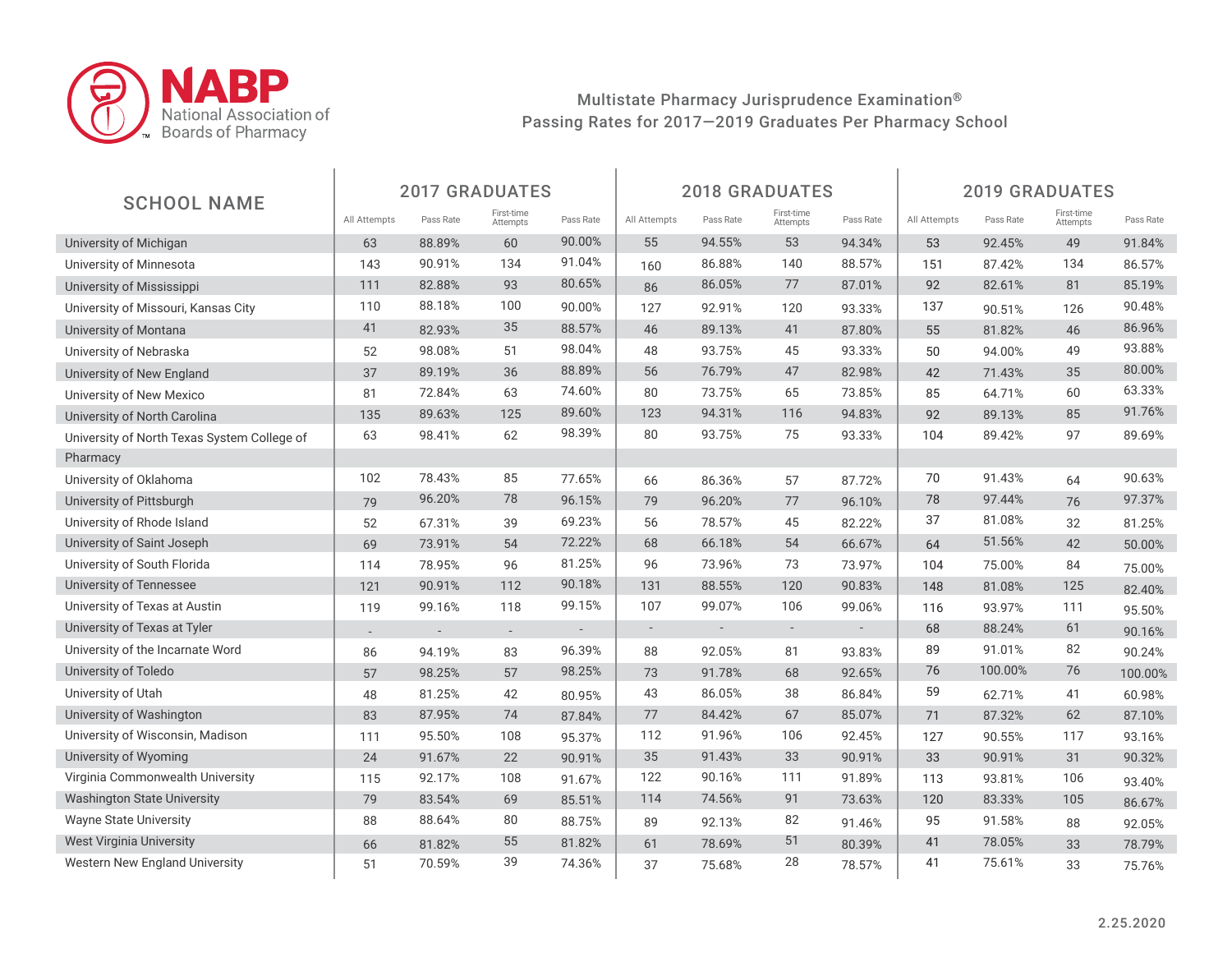NABP National Association of Boards of Pharmacy

Multistate Pharmacy Jurisprudence Examination®
Passing Rates for 2017—2019 Graduates Per Pharmacy School

| SCHOOL NAME | 2017 GRADUATES | | | | 2018 GRADUATES | | | | 2019 GRADUATES | | | |
|---|---|---|---|---|---|---|---|---|---|---|---|---|
| | All Attempts | Pass Rate | First-time Attempts | Pass Rate | All Attempts | Pass Rate | First-time Attempts | Pass Rate | All Attempts | Pass Rate | First-time Attempts | Pass Rate |
| University of Michigan | 63 | 88.89% | 60 | 90.00% | 55 | 94.55% | 53 | 94.34% | 53 | 92.45% | 49 | 91.84% |
| University of Minnesota | 143 | 90.91% | 134 | 91.04% | 160 | 86.88% | 140 | 88.57% | 151 | 87.42% | 134 | 86.57% |
| University of Mississippi | 111 | 82.88% | 93 | 80.65% | 86 | 86.05% | 77 | 87.01% | 92 | 82.61% | 81 | 85.19% |
| University of Missouri, Kansas City | 110 | 88.18% | 100 | 90.00% | 127 | 92.91% | 120 | 93.33% | 137 | 90.51% | 126 | 90.48% |
| University of Montana | 41 | 82.93% | 35 | 88.57% | 46 | 89.13% | 41 | 87.80% | 55 | 81.82% | 46 | 86.96% |
| University of Nebraska | 52 | 98.08% | 51 | 98.04% | 48 | 93.75% | 45 | 93.33% | 50 | 94.00% | 49 | 93.88% |
| University of New England | 37 | 89.19% | 36 | 88.89% | 56 | 76.79% | 47 | 82.98% | 42 | 71.43% | 35 | 80.00% |
| University of New Mexico | 81 | 72.84% | 63 | 74.60% | 80 | 73.75% | 65 | 73.85% | 85 | 64.71% | 60 | 63.33% |
| University of North Carolina | 135 | 89.63% | 125 | 89.60% | 123 | 94.31% | 116 | 94.83% | 92 | 89.13% | 85 | 91.76% |
| University of North Texas System College of Pharmacy | 63 | 98.41% | 62 | 98.39% | 80 | 93.75% | 75 | 93.33% | 104 | 89.42% | 97 | 89.69% |
| University of Oklahoma | 102 | 78.43% | 85 | 77.65% | 66 | 86.36% | 57 | 87.72% | 70 | 91.43% | 64 | 90.63% |
| University of Pittsburgh | 79 | 96.20% | 78 | 96.15% | 79 | 96.20% | 77 | 96.10% | 78 | 97.44% | 76 | 97.37% |
| University of Rhode Island | 52 | 67.31% | 39 | 69.23% | 56 | 78.57% | 45 | 82.22% | 37 | 81.08% | 32 | 81.25% |
| University of Saint Joseph | 69 | 73.91% | 54 | 72.22% | 68 | 66.18% | 54 | 66.67% | 64 | 51.56% | 42 | 50.00% |
| University of South Florida | 114 | 78.95% | 96 | 81.25% | 96 | 73.96% | 73 | 73.97% | 104 | 75.00% | 84 | 75.00% |
| University of Tennessee | 121 | 90.91% | 112 | 90.18% | 131 | 88.55% | 120 | 90.83% | 148 | 81.08% | 125 | 82.40% |
| University of Texas at Austin | 119 | 99.16% | 118 | 99.15% | 107 | 99.07% | 106 | 99.06% | 116 | 93.97% | 111 | 95.50% |
| University of Texas at Tyler | - | - | - | - | - | - | - | - | 68 | 88.24% | 61 | 90.16% |
| University of the Incarnate Word | 86 | 94.19% | 83 | 96.39% | 88 | 92.05% | 81 | 93.83% | 89 | 91.01% | 82 | 90.24% |
| University of Toledo | 57 | 98.25% | 57 | 98.25% | 73 | 91.78% | 68 | 92.65% | 76 | 100.00% | 76 | 100.00% |
| University of Utah | 48 | 81.25% | 42 | 80.95% | 43 | 86.05% | 38 | 86.84% | 59 | 62.71% | 41 | 60.98% |
| University of Washington | 83 | 87.95% | 74 | 87.84% | 77 | 84.42% | 67 | 85.07% | 71 | 87.32% | 62 | 87.10% |
| University of Wisconsin, Madison | 111 | 95.50% | 108 | 95.37% | 112 | 91.96% | 106 | 92.45% | 127 | 90.55% | 117 | 93.16% |
| University of Wyoming | 24 | 91.67% | 22 | 90.91% | 35 | 91.43% | 33 | 90.91% | 33 | 90.91% | 31 | 90.32% |
| Virginia Commonwealth University | 115 | 92.17% | 108 | 91.67% | 122 | 90.16% | 111 | 91.89% | 113 | 93.81% | 106 | 93.40% |
| Washington State University | 79 | 83.54% | 69 | 85.51% | 114 | 74.56% | 91 | 73.63% | 120 | 83.33% | 105 | 86.67% |
| Wayne State University | 88 | 88.64% | 80 | 88.75% | 89 | 92.13% | 82 | 91.46% | 95 | 91.58% | 88 | 92.05% |
| West Virginia University | 66 | 81.82% | 55 | 81.82% | 61 | 78.69% | 51 | 80.39% | 41 | 78.05% | 33 | 78.79% |
| Western New England University | 51 | 70.59% | 39 | 74.36% | 37 | 75.68% | 28 | 78.57% | 41 | 75.61% | 33 | 75.76% |

2.25.2020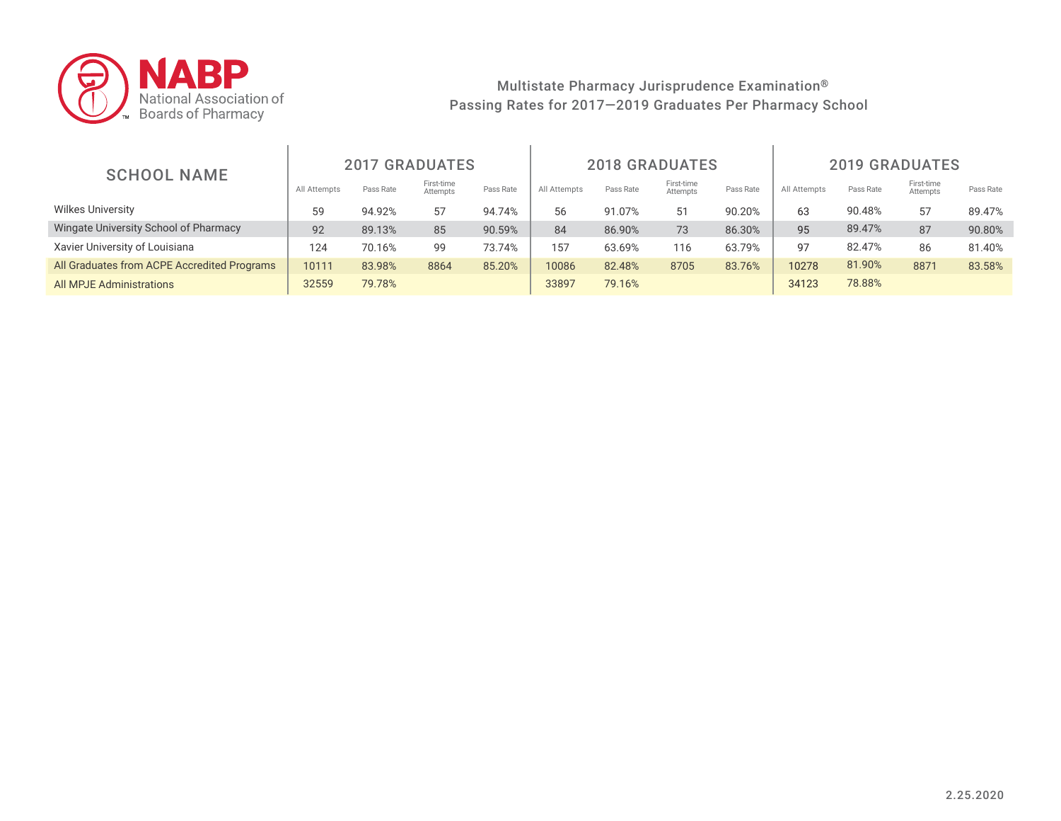NABP National Association of Boards of Pharmacy

Multistate Pharmacy Jurisprudence Examination®
Passing Rates for 2017—2019 Graduates Per Pharmacy School

| SCHOOL NAME | 2017 GRADUATES | | | | 2018 GRADUATES | | | | 2019 GRADUATES | | | |
|---|---|---|---|---|---|---|---|---|---|---|---|---|
| | All Attempts | Pass Rate | First-time Attempts | Pass Rate | All Attempts | Pass Rate | First-time Attempts | Pass Rate | All Attempts | Pass Rate | First-time Attempts | Pass Rate |
| Wilkes University | 59 | 94.92% | 57 | 94.74% | 56 | 91.07% | 51 | 90.20% | 63 | 90.48% | 57 | 89.47% |
| Wingate University School of Pharmacy | 92 | 89.13% | 85 | 90.59% | 84 | 86.90% | 73 | 86.30% | 95 | 89.47% | 87 | 90.80% |
| Xavier University of Louisiana | 124 | 70.16% | 99 | 73.74% | 157 | 63.69% | 116 | 63.79% | 97 | 82.47% | 86 | 81.40% |
| All Graduates from ACPE Accredited Programs | 10111 | 83.98% | 8864 | 85.20% | 10086 | 82.48% | 8705 | 83.76% | 10278 | 81.90% | 8871 | 83.58% |
| All MPJE Administrations | 32559 | 79.78% | | | 33897 | 79.16% | | | 34123 | 78.88% | | |

2.25.2020